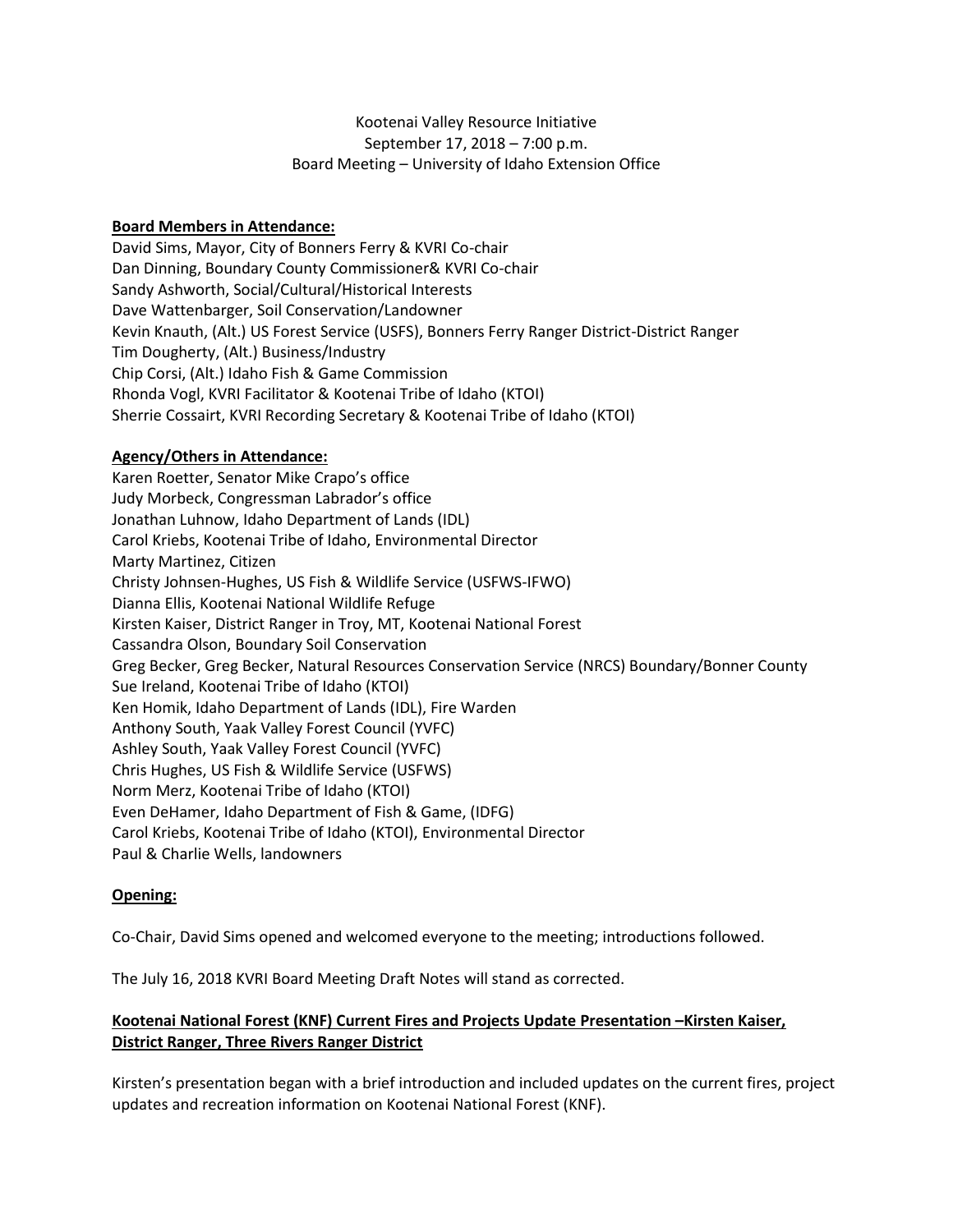Kootenai Valley Resource Initiative
September 17, 2018 – 7:00 p.m.
Board Meeting – University of Idaho Extension Office

**Board Members in Attendance:**

David Sims, Mayor, City of Bonners Ferry & KVRI Co-chair
Dan Dinning, Boundary County Commissioner& KVRI Co-chair
Sandy Ashworth, Social/Cultural/Historical Interests
Dave Wattenbarger, Soil Conservation/Landowner
Kevin Knauth, (Alt.) US Forest Service (USFS), Bonners Ferry Ranger District-District Ranger
Tim Dougherty, (Alt.) Business/Industry
Chip Corsi, (Alt.) Idaho Fish & Game Commission
Rhonda Vogl, KVRI Facilitator & Kootenai Tribe of Idaho (KTOI)
Sherrie Cossairt, KVRI Recording Secretary & Kootenai Tribe of Idaho (KTOI)

**Agency/Others in Attendance:**

Karen Roetter, Senator Mike Crapo's office
Judy Morbeck, Congressman Labrador's office
Jonathan Luhnow, Idaho Department of Lands (IDL)
Carol Kriebs, Kootenai Tribe of Idaho, Environmental Director
Marty Martinez, Citizen
Christy Johnsen-Hughes, US Fish & Wildlife Service (USFWS-IFWO)
Dianna Ellis, Kootenai National Wildlife Refuge
Kirsten Kaiser, District Ranger in Troy, MT, Kootenai National Forest
Cassandra Olson, Boundary Soil Conservation
Greg Becker, Greg Becker, Natural Resources Conservation Service (NRCS) Boundary/Bonner County
Sue Ireland, Kootenai Tribe of Idaho (KTOI)
Ken Homik, Idaho Department of Lands (IDL), Fire Warden
Anthony South, Yaak Valley Forest Council (YVFC)
Ashley South, Yaak Valley Forest Council (YVFC)
Chris Hughes, US Fish & Wildlife Service (USFWS)
Norm Merz, Kootenai Tribe of Idaho (KTOI)
Even DeHamer, Idaho Department of Fish & Game, (IDFG)
Carol Kriebs, Kootenai Tribe of Idaho (KTOI), Environmental Director
Paul & Charlie Wells, landowners

**Opening:**

Co-Chair, David Sims opened and welcomed everyone to the meeting; introductions followed.

The July 16, 2018 KVRI Board Meeting Draft Notes will stand as corrected.

**Kootenai National Forest (KNF) Current Fires and Projects Update Presentation –Kirsten Kaiser, District Ranger, Three Rivers Ranger District**

Kirsten's presentation began with a brief introduction and included updates on the current fires, project updates and recreation information on Kootenai National Forest (KNF).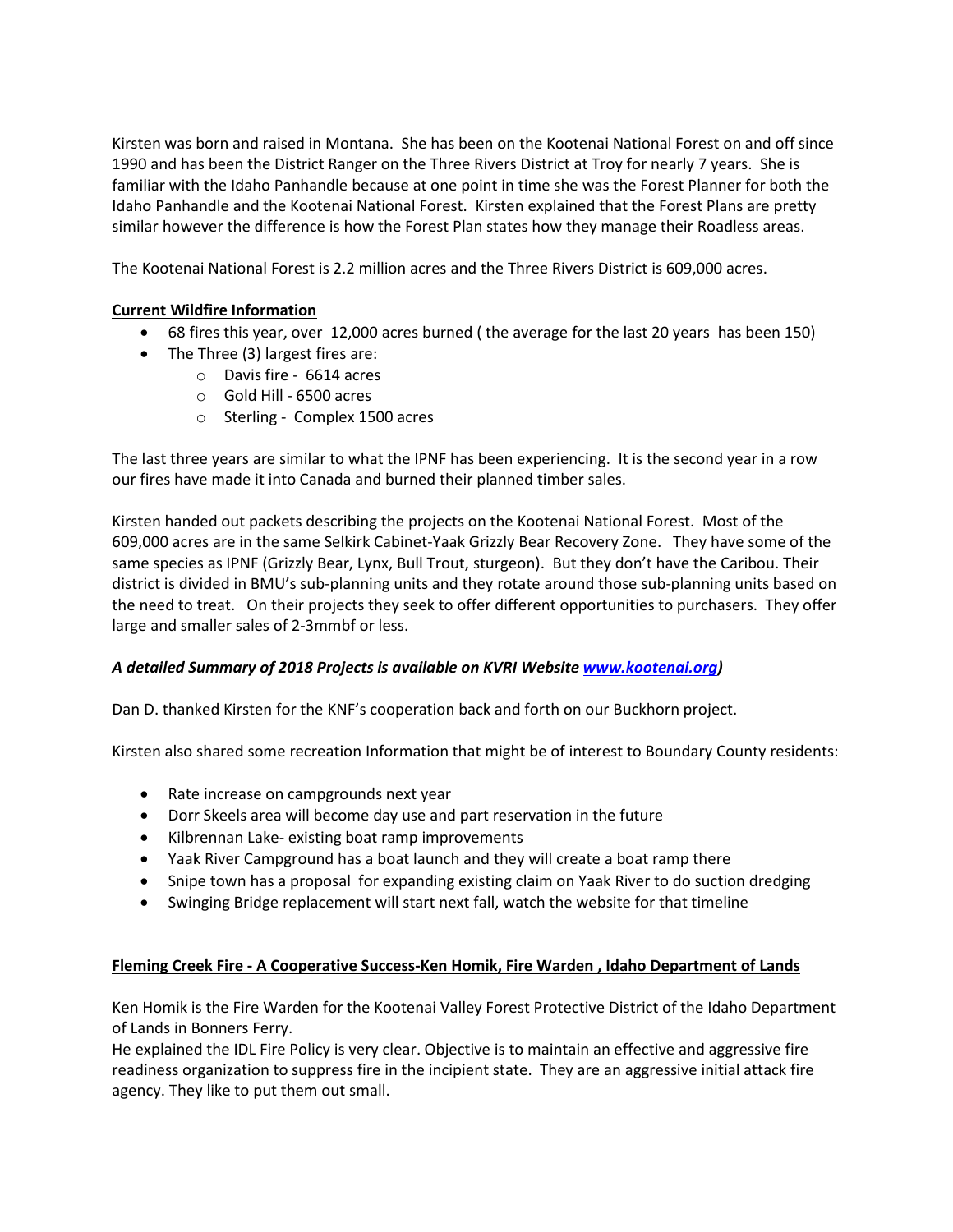Kirsten was born and raised in Montana. She has been on the Kootenai National Forest on and off since 1990 and has been the District Ranger on the Three Rivers District at Troy for nearly 7 years. She is familiar with the Idaho Panhandle because at one point in time she was the Forest Planner for both the Idaho Panhandle and the Kootenai National Forest. Kirsten explained that the Forest Plans are pretty similar however the difference is how the Forest Plan states how they manage their Roadless areas.

The Kootenai National Forest is 2.2 million acres and the Three Rivers District is 609,000 acres.

**Current Wildfire Information**

- 68 fires this year, over 12,000 acres burned ( the average for the last 20 years has been 150)
- The Three (3) largest fires are:
  - Davis fire - 6614 acres
  - Gold Hill - 6500 acres
  - Sterling - Complex 1500 acres

The last three years are similar to what the IPNF has been experiencing. It is the second year in a row our fires have made it into Canada and burned their planned timber sales.

Kirsten handed out packets describing the projects on the Kootenai National Forest. Most of the 609,000 acres are in the same Selkirk Cabinet-Yaak Grizzly Bear Recovery Zone. They have some of the same species as IPNF (Grizzly Bear, Lynx, Bull Trout, sturgeon). But they don't have the Caribou. Their district is divided in BMU's sub-planning units and they rotate around those sub-planning units based on the need to treat. On their projects they seek to offer different opportunities to purchasers. They offer large and smaller sales of 2-3mmbf or less.

***A detailed Summary of 2018 Projects is available on KVRI Website [www.kootenai.org](www.kootenai.org))***

Dan D. thanked Kirsten for the KNF's cooperation back and forth on our Buckhorn project.

Kirsten also shared some recreation Information that might be of interest to Boundary County residents:

- Rate increase on campgrounds next year
- Dorr Skeels area will become day use and part reservation in the future
- Kilbrennan Lake- existing boat ramp improvements
- Yaak River Campground has a boat launch and they will create a boat ramp there
- Snipe town has a proposal for expanding existing claim on Yaak River to do suction dredging
- Swinging Bridge replacement will start next fall, watch the website for that timeline

**Fleming Creek Fire - A Cooperative Success-Ken Homik, Fire Warden , Idaho Department of Lands**

Ken Homik is the Fire Warden for the Kootenai Valley Forest Protective District of the Idaho Department of Lands in Bonners Ferry.
He explained the IDL Fire Policy is very clear. Objective is to maintain an effective and aggressive fire readiness organization to suppress fire in the incipient state. They are an aggressive initial attack fire agency. They like to put them out small.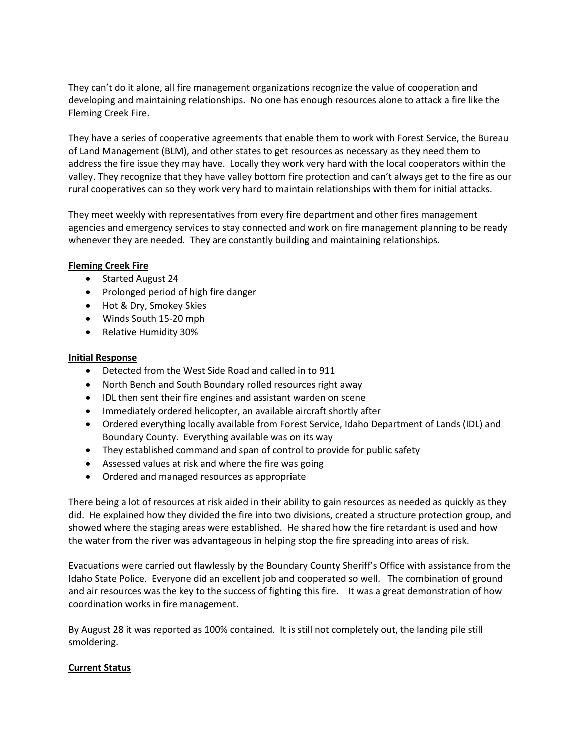They can't do it alone, all fire management organizations recognize the value of cooperation and developing and maintaining relationships. No one has enough resources alone to attack a fire like the Fleming Creek Fire.

They have a series of cooperative agreements that enable them to work with Forest Service, the Bureau of Land Management (BLM), and other states to get resources as necessary as they need them to address the fire issue they may have. Locally they work very hard with the local cooperators within the valley. They recognize that they have valley bottom fire protection and can't always get to the fire as our rural cooperatives can so they work very hard to maintain relationships with them for initial attacks.

They meet weekly with representatives from every fire department and other fires management agencies and emergency services to stay connected and work on fire management planning to be ready whenever they are needed. They are constantly building and maintaining relationships.

**Fleming Creek Fire**

- Started August 24
- Prolonged period of high fire danger
- Hot & Dry, Smokey Skies
- Winds South 15-20 mph
- Relative Humidity 30%

**Initial Response**

- Detected from the West Side Road and called in to 911
- North Bench and South Boundary rolled resources right away
- IDL then sent their fire engines and assistant warden on scene
- Immediately ordered helicopter, an available aircraft shortly after
- Ordered everything locally available from Forest Service, Idaho Department of Lands (IDL) and Boundary County. Everything available was on its way
- They established command and span of control to provide for public safety
- Assessed values at risk and where the fire was going
- Ordered and managed resources as appropriate

There being a lot of resources at risk aided in their ability to gain resources as needed as quickly as they did. He explained how they divided the fire into two divisions, created a structure protection group, and showed where the staging areas were established. He shared how the fire retardant is used and how the water from the river was advantageous in helping stop the fire spreading into areas of risk.

Evacuations were carried out flawlessly by the Boundary County Sheriff's Office with assistance from the Idaho State Police. Everyone did an excellent job and cooperated so well. The combination of ground and air resources was the key to the success of fighting this fire. It was a great demonstration of how coordination works in fire management.

By August 28 it was reported as 100% contained. It is still not completely out, the landing pile still smoldering.

**Current Status**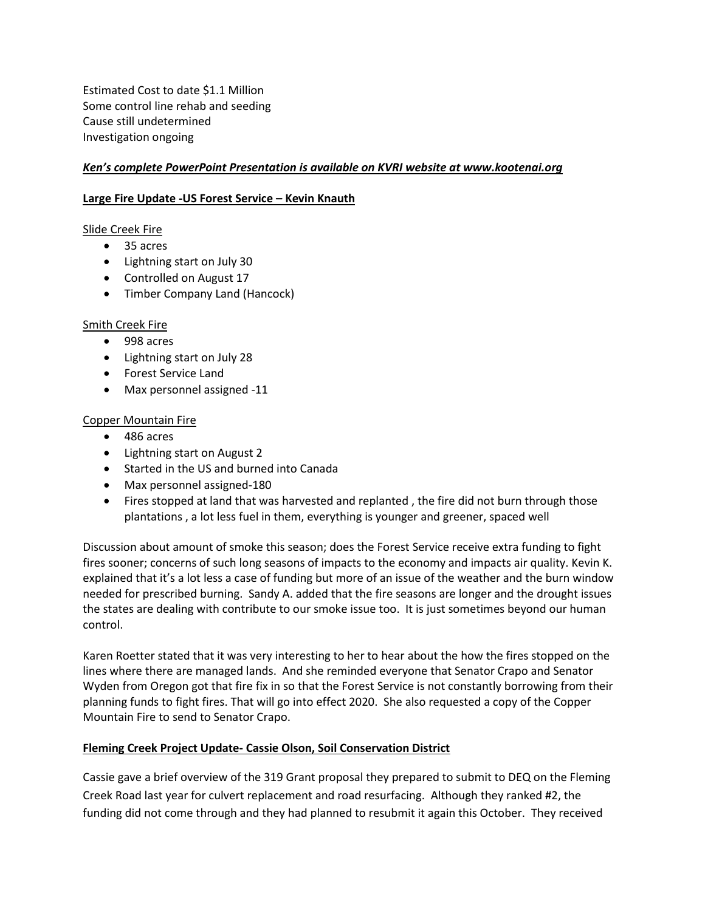Estimated Cost to date $1.1 Million
Some control line rehab and seeding
Cause still undetermined
Investigation ongoing

***<u>Ken's complete PowerPoint Presentation is available on KVRI website at www.kootenai.org</u>***

**<u>Large Fire Update -US Forest Service – Kevin Knauth</u>**

<u>Slide Creek Fire</u>

- 35 acres
- Lightning start on July 30
- Controlled on August 17
- Timber Company Land (Hancock)

<u>Smith Creek Fire</u>

- 998 acres
- Lightning start on July 28
- Forest Service Land
- Max personnel assigned -11

<u>Copper Mountain Fire</u>

- 486 acres
- Lightning start on August 2
- Started in the US and burned into Canada
- Max personnel assigned-180
- Fires stopped at land that was harvested and replanted , the fire did not burn through those plantations , a lot less fuel in them, everything is younger and greener, spaced well

Discussion about amount of smoke this season; does the Forest Service receive extra funding to fight fires sooner; concerns of such long seasons of impacts to the economy and impacts air quality. Kevin K. explained that it's a lot less a case of funding but more of an issue of the weather and the burn window needed for prescribed burning. Sandy A. added that the fire seasons are longer and the drought issues the states are dealing with contribute to our smoke issue too. It is just sometimes beyond our human control.

Karen Roetter stated that it was very interesting to her to hear about the how the fires stopped on the lines where there are managed lands. And she reminded everyone that Senator Crapo and Senator Wyden from Oregon got that fire fix in so that the Forest Service is not constantly borrowing from their planning funds to fight fires. That will go into effect 2020. She also requested a copy of the Copper Mountain Fire to send to Senator Crapo.

**<u>Fleming Creek Project Update- Cassie Olson, Soil Conservation District</u>**

Cassie gave a brief overview of the 319 Grant proposal they prepared to submit to DEQ on the Fleming Creek Road last year for culvert replacement and road resurfacing. Although they ranked #2, the funding did not come through and they had planned to resubmit it again this October. They received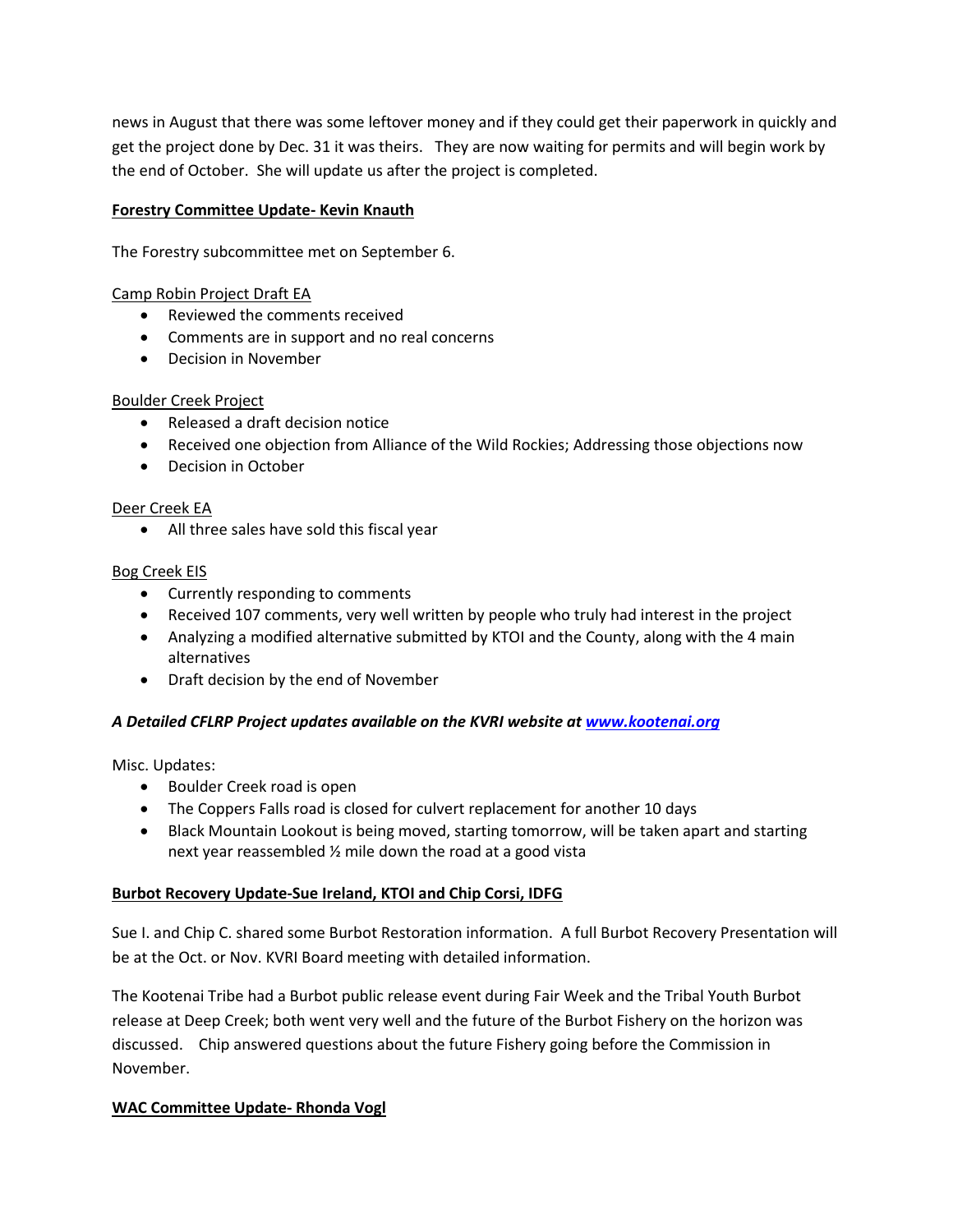news in August that there was some leftover money and if they could get their paperwork in quickly and get the project done by Dec. 31 it was theirs. They are now waiting for permits and will begin work by the end of October. She will update us after the project is completed.

**Forestry Committee Update- Kevin Knauth**

The Forestry subcommittee met on September 6.

Camp Robin Project Draft EA

- Reviewed the comments received
- Comments are in support and no real concerns
- Decision in November

Boulder Creek Project

- Released a draft decision notice
- Received one objection from Alliance of the Wild Rockies; Addressing those objections now
- Decision in October

Deer Creek EA

- All three sales have sold this fiscal year

Bog Creek EIS

- Currently responding to comments
- Received 107 comments, very well written by people who truly had interest in the project
- Analyzing a modified alternative submitted by KTOI and the County, along with the 4 main alternatives
- Draft decision by the end of November

***A Detailed CFLRP Project updates available on the KVRI website at [www.kootenai.org](www.kootenai.org)***

Misc. Updates:

- Boulder Creek road is open
- The Coppers Falls road is closed for culvert replacement for another 10 days
- Black Mountain Lookout is being moved, starting tomorrow, will be taken apart and starting next year reassembled ½ mile down the road at a good vista

**Burbot Recovery Update-Sue Ireland, KTOI and Chip Corsi, IDFG**

Sue I. and Chip C. shared some Burbot Restoration information. A full Burbot Recovery Presentation will be at the Oct. or Nov. KVRI Board meeting with detailed information.

The Kootenai Tribe had a Burbot public release event during Fair Week and the Tribal Youth Burbot release at Deep Creek; both went very well and the future of the Burbot Fishery on the horizon was discussed. Chip answered questions about the future Fishery going before the Commission in November.

**WAC Committee Update- Rhonda Vogl**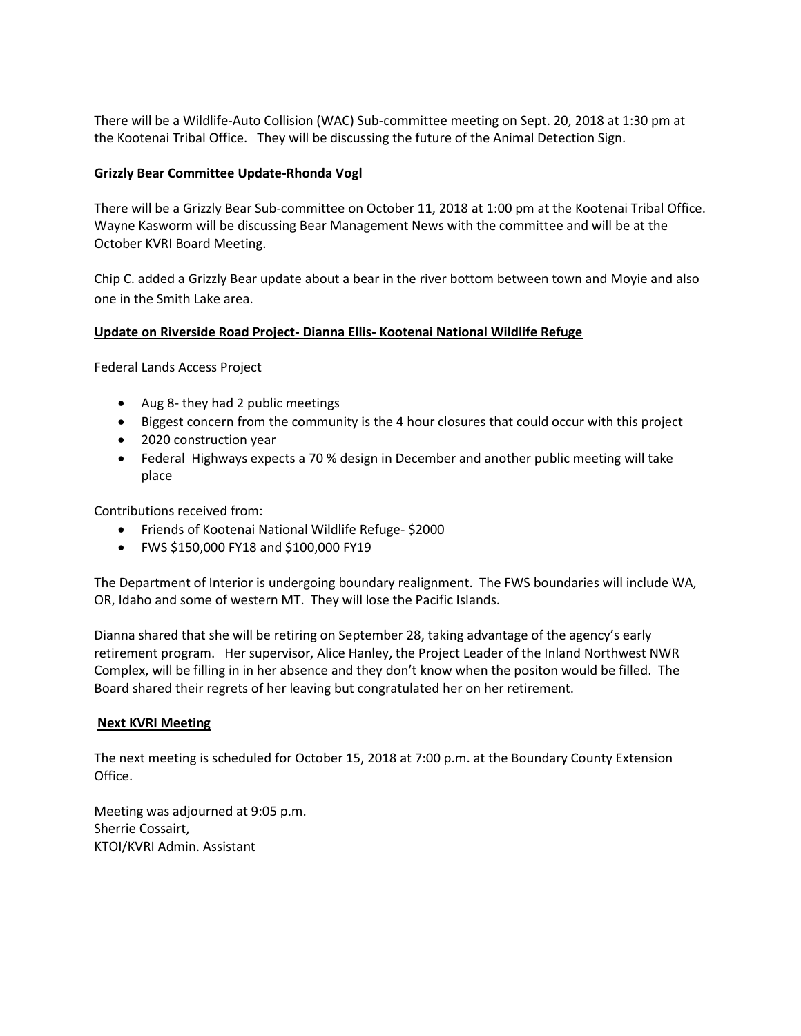There will be a Wildlife-Auto Collision (WAC) Sub-committee meeting on Sept. 20, 2018 at 1:30 pm at the Kootenai Tribal Office. They will be discussing the future of the Animal Detection Sign.

**Grizzly Bear Committee Update-Rhonda Vogl**

There will be a Grizzly Bear Sub-committee on October 11, 2018 at 1:00 pm at the Kootenai Tribal Office. Wayne Kasworm will be discussing Bear Management News with the committee and will be at the October KVRI Board Meeting.

Chip C. added a Grizzly Bear update about a bear in the river bottom between town and Moyie and also one in the Smith Lake area.

**Update on Riverside Road Project- Dianna Ellis- Kootenai National Wildlife Refuge**

Federal Lands Access Project

- Aug 8- they had 2 public meetings
- Biggest concern from the community is the 4 hour closures that could occur with this project
- 2020 construction year
- Federal Highways expects a 70 % design in December and another public meeting will take place

Contributions received from:

- Friends of Kootenai National Wildlife Refuge- $2000
- FWS $150,000 FY18 and $100,000 FY19

The Department of Interior is undergoing boundary realignment. The FWS boundaries will include WA, OR, Idaho and some of western MT. They will lose the Pacific Islands.

Dianna shared that she will be retiring on September 28, taking advantage of the agency's early retirement program. Her supervisor, Alice Hanley, the Project Leader of the Inland Northwest NWR Complex, will be filling in in her absence and they don't know when the positon would be filled. The Board shared their regrets of her leaving but congratulated her on her retirement.

**Next KVRI Meeting**

The next meeting is scheduled for October 15, 2018 at 7:00 p.m. at the Boundary County Extension Office.

Meeting was adjourned at 9:05 p.m.
Sherrie Cossairt,
KTOI/KVRI Admin. Assistant